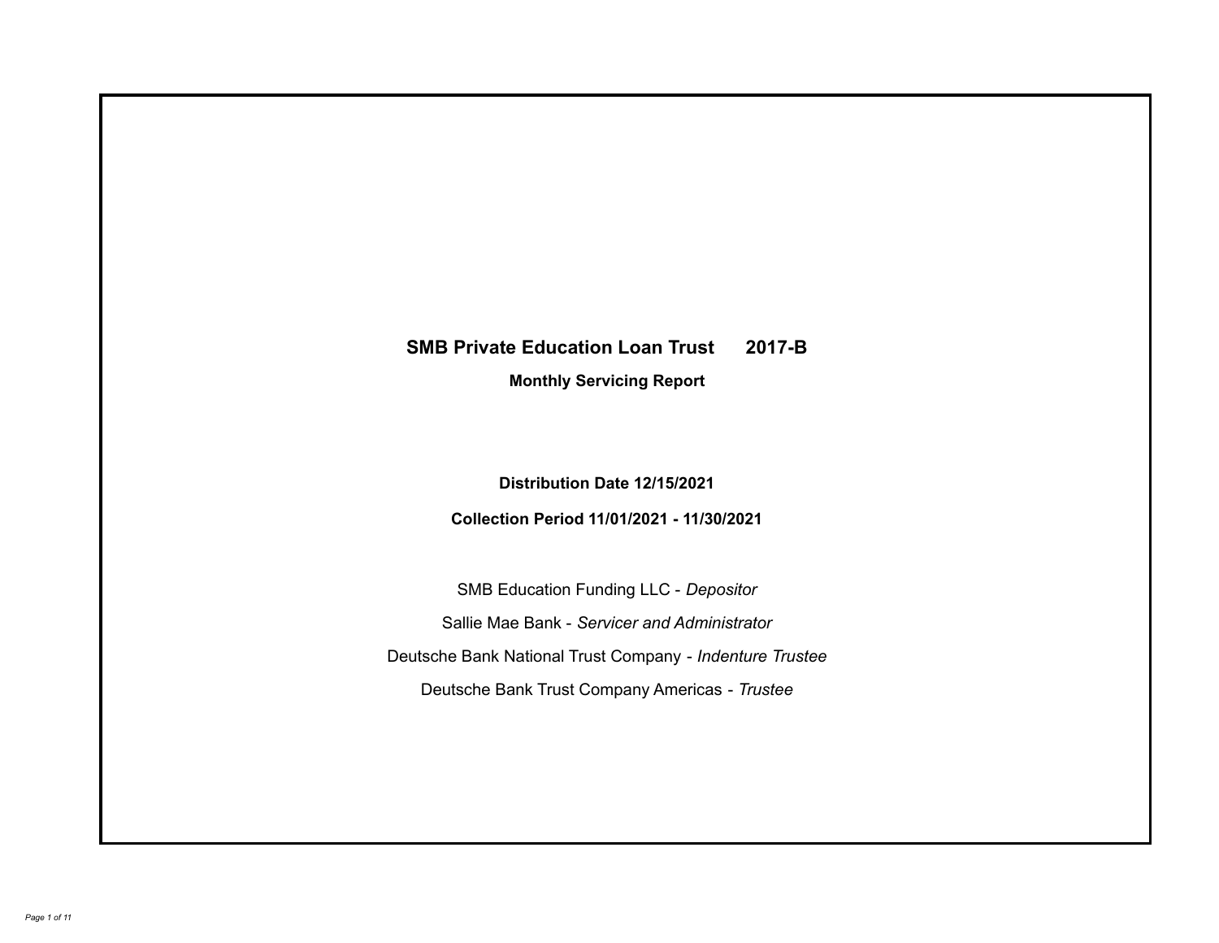# SMB Private Education Loan Trust 2017-B

## Monthly Servicing Report

**Distribution Date 12/15/2021**

**Collection Period 11/01/2021 - 11/30/2021**

SMB Education Funding LLC - *Depositor*

Sallie Mae Bank - *Servicer and Administrator*

Deutsche Bank National Trust Company - *Indenture Trustee*

Deutsche Bank Trust Company Americas - *Trustee*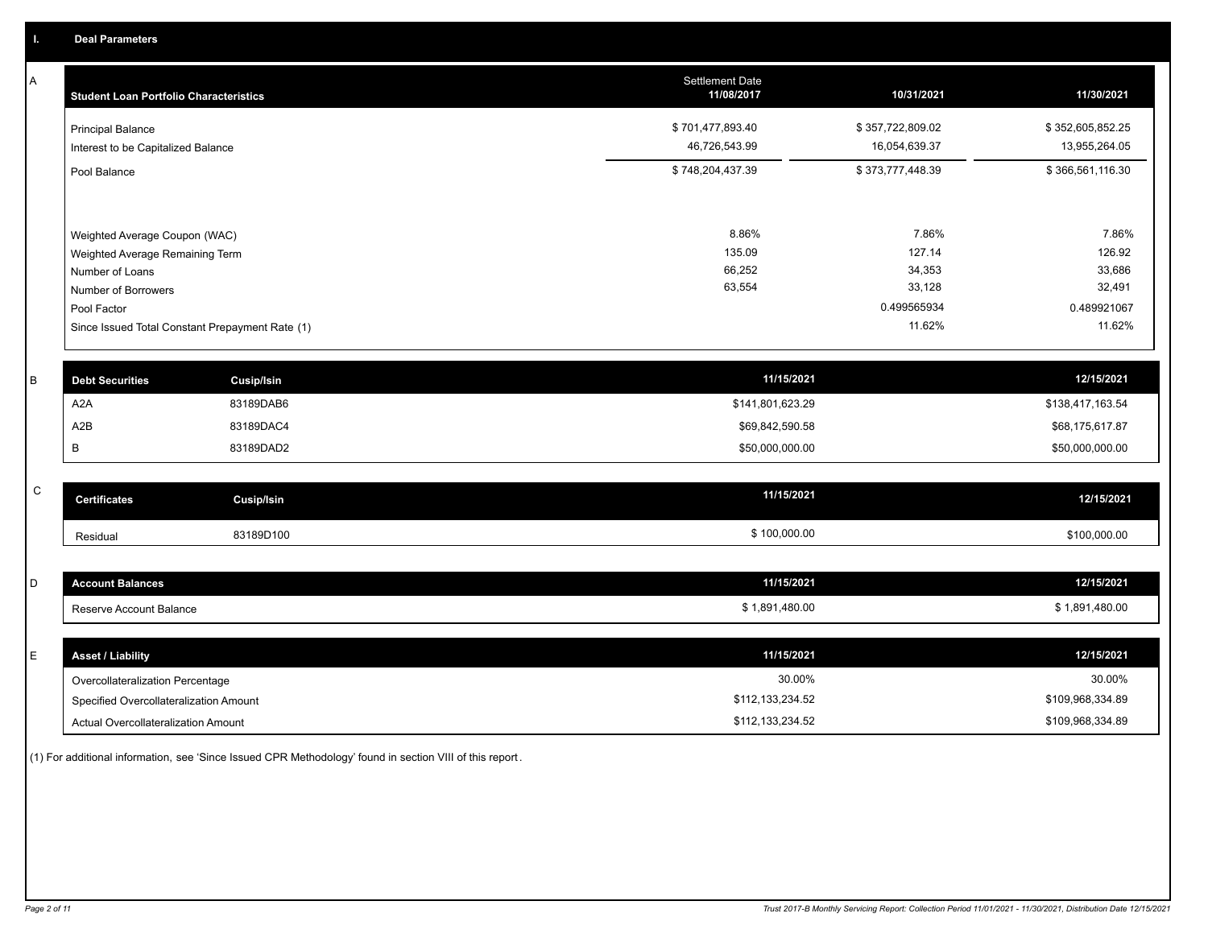## I. Deal Parameters

### A

| Student Loan Portfolio Characteristics | Settlement Date 11/08/2017 | 10/31/2021 | 11/30/2021 |
|---|---|---|---|
| Principal Balance | $ 701,477,893.40 | $ 357,722,809.02 | $ 352,605,852.25 |
| Interest to be Capitalized Balance | 46,726,543.99 | 16,054,639.37 | 13,955,264.05 |
| Pool Balance | $ 748,204,437.39 | $ 373,777,448.39 | $ 366,561,116.30 |
| Weighted Average Coupon (WAC) | 8.86% | 7.86% | 7.86% |
| Weighted Average Remaining Term | 135.09 | 127.14 | 126.92 |
| Number of Loans | 66,252 | 34,353 | 33,686 |
| Number of Borrowers | 63,554 | 33,128 | 32,491 |
| Pool Factor | | 0.499565934 | 0.489921067 |
| Since Issued Total Constant Prepayment Rate (1) | | 11.62% | 11.62% |

### B

| Debt Securities | Cusip/Isin | 11/15/2021 | 12/15/2021 |
|---|---|---|---|
| A2A | 83189DAB6 | $141,801,623.29 | $138,417,163.54 |
| A2B | 83189DAC4 | $69,842,590.58 | $68,175,617.87 |
| B | 83189DAD2 | $50,000,000.00 | $50,000,000.00 |

### C

| Certificates | Cusip/Isin | 11/15/2021 | 12/15/2021 |
|---|---|---|---|
| Residual | 83189D100 | $ 100,000.00 | $100,000.00 |

### D

| Account Balances | 11/15/2021 | 12/15/2021 |
|---|---|---|
| Reserve Account Balance | $ 1,891,480.00 | $ 1,891,480.00 |

### E

| Asset / Liability | 11/15/2021 | 12/15/2021 |
|---|---|---|
| Overcollateralization Percentage | 30.00% | 30.00% |
| Specified Overcollateralization Amount | $112,133,234.52 | $109,968,334.89 |
| Actual Overcollateralization Amount | $112,133,234.52 | $109,968,334.89 |

(1) For additional information, see 'Since Issued CPR Methodology' found in section VIII of this report.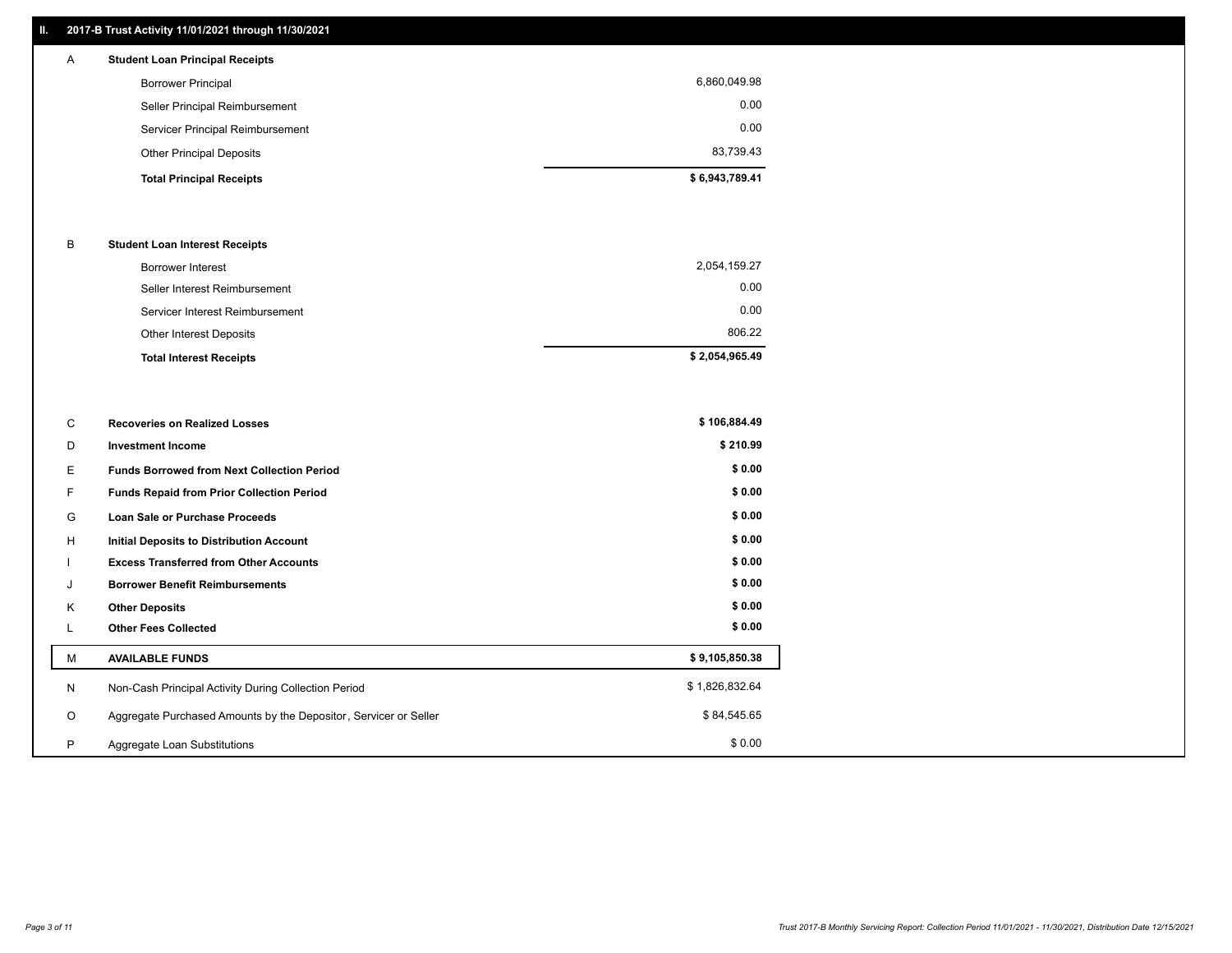## II. 2017-B Trust Activity 11/01/2021 through 11/30/2021

| | | |
|---|---|---|
| A | **Student Loan Principal Receipts** | |
| | Borrower Principal | 6,860,049.98 |
| | Seller Principal Reimbursement | 0.00 |
| | Servicer Principal Reimbursement | 0.00 |
| | Other Principal Deposits | 83,739.43 |
| | **Total Principal Receipts** | **$ 6,943,789.41** |
| B | **Student Loan Interest Receipts** | |
| | Borrower Interest | 2,054,159.27 |
| | Seller Interest Reimbursement | 0.00 |
| | Servicer Interest Reimbursement | 0.00 |
| | Other Interest Deposits | 806.22 |
| | **Total Interest Receipts** | **$ 2,054,965.49** |
| C | **Recoveries on Realized Losses** | **$ 106,884.49** |
| D | **Investment Income** | **$ 210.99** |
| E | **Funds Borrowed from Next Collection Period** | **$ 0.00** |
| F | **Funds Repaid from Prior Collection Period** | **$ 0.00** |
| G | **Loan Sale or Purchase Proceeds** | **$ 0.00** |
| H | **Initial Deposits to Distribution Account** | **$ 0.00** |
| I | **Excess Transferred from Other Accounts** | **$ 0.00** |
| J | **Borrower Benefit Reimbursements** | **$ 0.00** |
| K | **Other Deposits** | **$ 0.00** |
| L | **Other Fees Collected** | **$ 0.00** |
| M | **AVAILABLE FUNDS** | **$ 9,105,850.38** |
| N | Non-Cash Principal Activity During Collection Period | $ 1,826,832.64 |
| O | Aggregate Purchased Amounts by the Depositor, Servicer or Seller | $ 84,545.65 |
| P | Aggregate Loan Substitutions | $ 0.00 |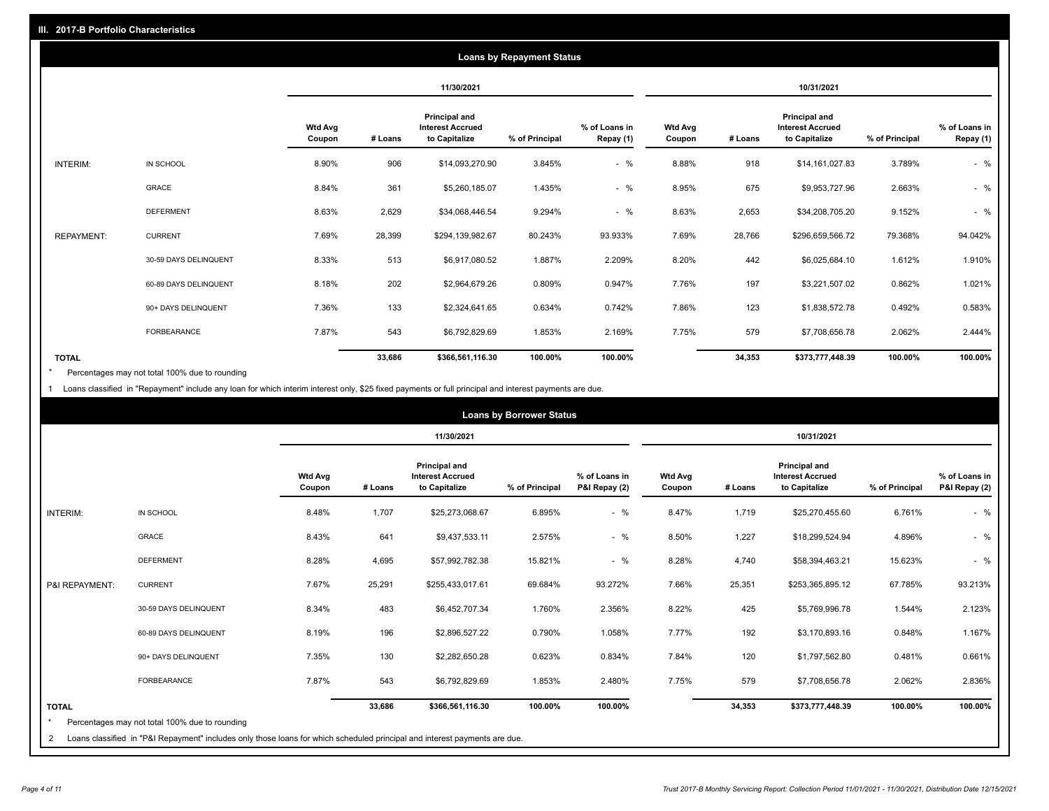## III. 2017-B Portfolio Characteristics

### Loans by Repayment Status

| | | 11/30/2021 | | | | | 10/31/2021 | | | | |
|---|---|---|---|---|---|---|---|---|---|---|---|
| | | Wtd Avg Coupon | # Loans | Principal and Interest Accrued to Capitalize | % of Principal | % of Loans in Repay (1) | Wtd Avg Coupon | # Loans | Principal and Interest Accrued to Capitalize | % of Principal | % of Loans in Repay (1) |
| INTERIM: | IN SCHOOL | 8.90% | 906 | $14,093,270.90 | 3.845% | - % | 8.88% | 918 | $14,161,027.83 | 3.789% | - % |
| | GRACE | 8.84% | 361 | $5,260,185.07 | 1.435% | - % | 8.95% | 675 | $9,953,727.96 | 2.663% | - % |
| | DEFERMENT | 8.63% | 2,629 | $34,068,446.54 | 9.294% | - % | 8.63% | 2,653 | $34,208,705.20 | 9.152% | - % |
| REPAYMENT: | CURRENT | 7.69% | 28,399 | $294,139,982.67 | 80.243% | 93.933% | 7.69% | 28,766 | $296,659,566.72 | 79.368% | 94.042% |
| | 30-59 DAYS DELINQUENT | 8.33% | 513 | $6,917,080.52 | 1.887% | 2.209% | 8.20% | 442 | $6,025,684.10 | 1.612% | 1.910% |
| | 60-89 DAYS DELINQUENT | 8.18% | 202 | $2,964,679.26 | 0.809% | 0.947% | 7.76% | 197 | $3,221,507.02 | 0.862% | 1.021% |
| | 90+ DAYS DELINQUENT | 7.36% | 133 | $2,324,641.65 | 0.634% | 0.742% | 7.86% | 123 | $1,838,572.78 | 0.492% | 0.583% |
| | FORBEARANCE | 7.87% | 543 | $6,792,829.69 | 1.853% | 2.169% | 7.75% | 579 | $7,708,656.78 | 2.062% | 2.444% |
| TOTAL | | | 33,686 | $366,561,116.30 | 100.00% | 100.00% | | 34,353 | $373,777,448.39 | 100.00% | 100.00% |

* Percentages may not total 100% due to rounding

1 Loans classified in "Repayment" include any loan for which interim interest only, $25 fixed payments or full principal and interest payments are due.

### Loans by Borrower Status

| | | 11/30/2021 | | | | | 10/31/2021 | | | | |
|---|---|---|---|---|---|---|---|---|---|---|---|
| | | Wtd Avg Coupon | # Loans | Principal and Interest Accrued to Capitalize | % of Principal | % of Loans in P&I Repay (2) | Wtd Avg Coupon | # Loans | Principal and Interest Accrued to Capitalize | % of Principal | % of Loans in P&I Repay (2) |
| INTERIM: | IN SCHOOL | 8.48% | 1,707 | $25,273,068.67 | 6.895% | - % | 8.47% | 1,719 | $25,270,455.60 | 6.761% | - % |
| | GRACE | 8.43% | 641 | $9,437,533.11 | 2.575% | - % | 8.50% | 1,227 | $18,299,524.94 | 4.896% | - % |
| | DEFERMENT | 8.28% | 4,695 | $57,992,782.38 | 15.821% | - % | 8.28% | 4,740 | $58,394,463.21 | 15.623% | - % |
| P&I REPAYMENT: | CURRENT | 7.67% | 25,291 | $255,433,017.61 | 69.684% | 93.272% | 7.66% | 25,351 | $253,365,895.12 | 67.785% | 93.213% |
| | 30-59 DAYS DELINQUENT | 8.34% | 483 | $6,452,707.34 | 1.760% | 2.356% | 8.22% | 425 | $5,769,996.78 | 1.544% | 2.123% |
| | 60-89 DAYS DELINQUENT | 8.19% | 196 | $2,896,527.22 | 0.790% | 1.058% | 7.77% | 192 | $3,170,893.16 | 0.848% | 1.167% |
| | 90+ DAYS DELINQUENT | 7.35% | 130 | $2,282,650.28 | 0.623% | 0.834% | 7.84% | 120 | $1,797,562.80 | 0.481% | 0.661% |
| | FORBEARANCE | 7.87% | 543 | $6,792,829.69 | 1.853% | 2.480% | 7.75% | 579 | $7,708,656.78 | 2.062% | 2.836% |
| TOTAL | | | 33,686 | $366,561,116.30 | 100.00% | 100.00% | | 34,353 | $373,777,448.39 | 100.00% | 100.00% |

* Percentages may not total 100% due to rounding

2 Loans classified in "P&I Repayment" includes only those loans for which scheduled principal and interest payments are due.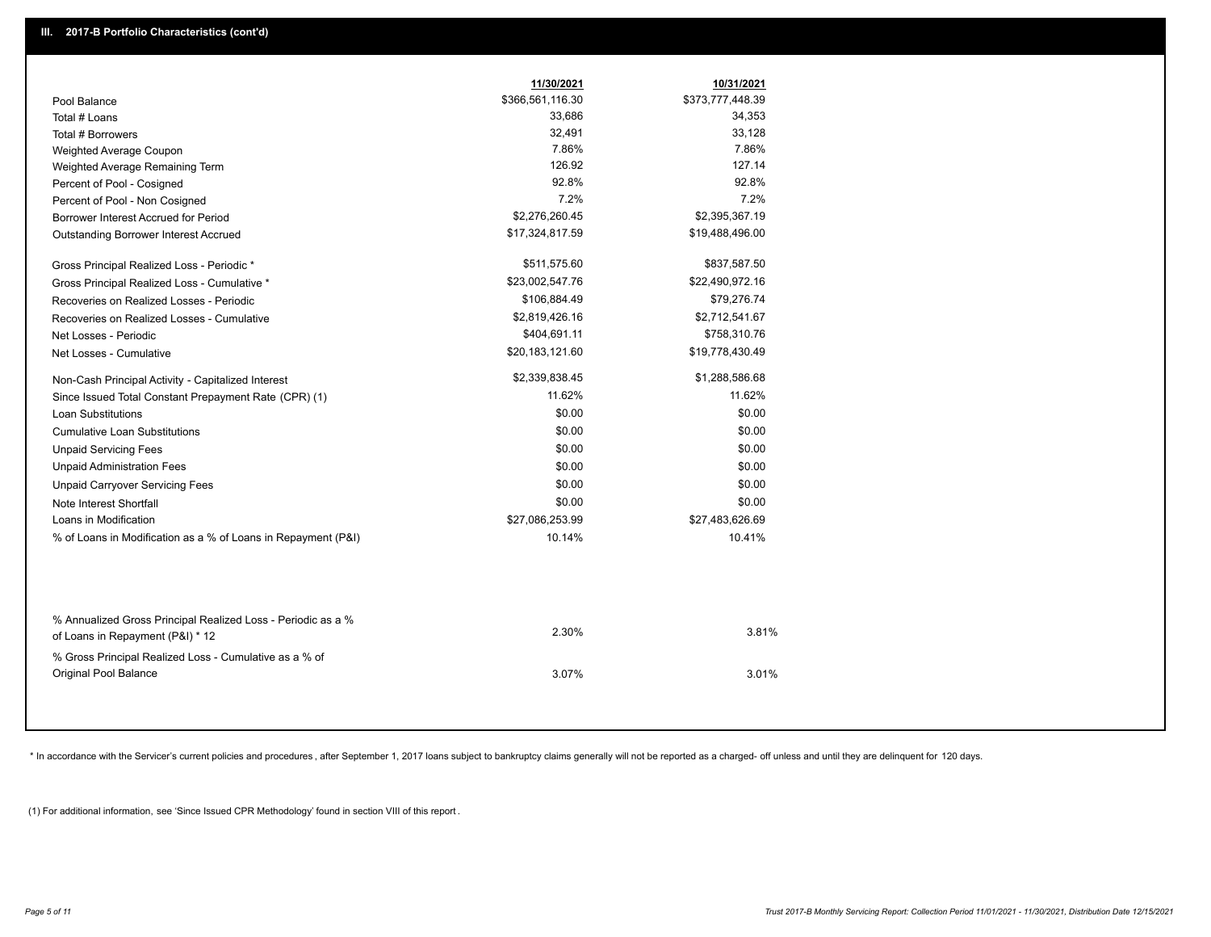## III. 2017-B Portfolio Characteristics (cont'd)

| | 11/30/2021 | 10/31/2021 |
|---|---|---|
| Pool Balance | $366,561,116.30 | $373,777,448.39 |
| Total # Loans | 33,686 | 34,353 |
| Total # Borrowers | 32,491 | 33,128 |
| Weighted Average Coupon | 7.86% | 7.86% |
| Weighted Average Remaining Term | 126.92 | 127.14 |
| Percent of Pool - Cosigned | 92.8% | 92.8% |
| Percent of Pool - Non Cosigned | 7.2% | 7.2% |
| Borrower Interest Accrued for Period | $2,276,260.45 | $2,395,367.19 |
| Outstanding Borrower Interest Accrued | $17,324,817.59 | $19,488,496.00 |
| Gross Principal Realized Loss - Periodic * | $511,575.60 | $837,587.50 |
| Gross Principal Realized Loss - Cumulative * | $23,002,547.76 | $22,490,972.16 |
| Recoveries on Realized Losses - Periodic | $106,884.49 | $79,276.74 |
| Recoveries on Realized Losses - Cumulative | $2,819,426.16 | $2,712,541.67 |
| Net Losses - Periodic | $404,691.11 | $758,310.76 |
| Net Losses - Cumulative | $20,183,121.60 | $19,778,430.49 |
| Non-Cash Principal Activity - Capitalized Interest | $2,339,838.45 | $1,288,586.68 |
| Since Issued Total Constant Prepayment Rate (CPR) (1) | 11.62% | 11.62% |
| Loan Substitutions | $0.00 | $0.00 |
| Cumulative Loan Substitutions | $0.00 | $0.00 |
| Unpaid Servicing Fees | $0.00 | $0.00 |
| Unpaid Administration Fees | $0.00 | $0.00 |
| Unpaid Carryover Servicing Fees | $0.00 | $0.00 |
| Note Interest Shortfall | $0.00 | $0.00 |
| Loans in Modification | $27,086,253.99 | $27,483,626.69 |
| % of Loans in Modification as a % of Loans in Repayment (P&I) | 10.14% | 10.41% |
| % Annualized Gross Principal Realized Loss - Periodic as a % of Loans in Repayment (P&I) * 12 | 2.30% | 3.81% |
| % Gross Principal Realized Loss - Cumulative as a % of Original Pool Balance | 3.07% | 3.01% |

* In accordance with the Servicer's current policies and procedures , after September 1, 2017 loans subject to bankruptcy claims generally will not be reported as a charged- off unless and until they are delinquent for 120 days.

(1) For additional information, see 'Since Issued CPR Methodology' found in section VIII of this report .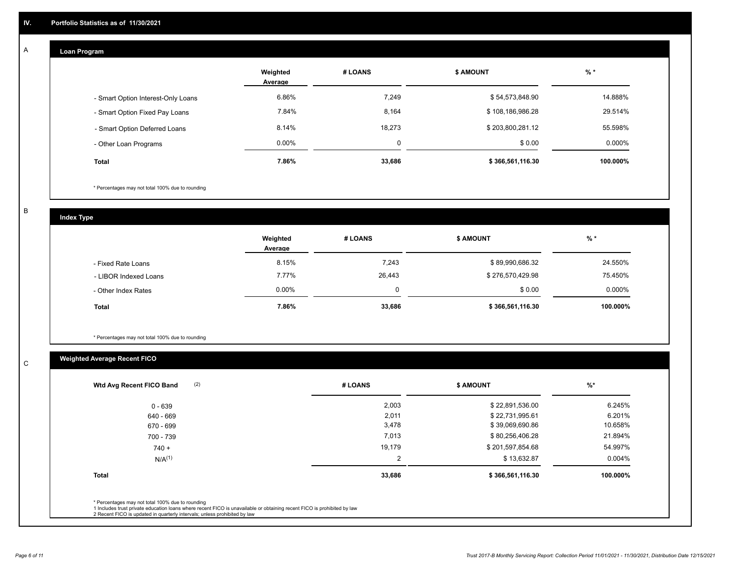## IV. Portfolio Statistics as of 11/30/2021

### A

#### Loan Program

| | Weighted Average | # LOANS | $ AMOUNT | % * |
|---|---|---|---|---|
| - Smart Option Interest-Only Loans | 6.86% | 7,249 | $ 54,573,848.90 | 14.888% |
| - Smart Option Fixed Pay Loans | 7.84% | 8,164 | $ 108,186,986.28 | 29.514% |
| - Smart Option Deferred Loans | 8.14% | 18,273 | $ 203,800,281.12 | 55.598% |
| - Other Loan Programs | 0.00% | 0 | $ 0.00 | 0.000% |
| **Total** | **7.86%** | **33,686** | **$ 366,561,116.30** | **100.000%** |

\* Percentages may not total 100% due to rounding

### B

#### Index Type

| | Weighted Average | # LOANS | $ AMOUNT | % * |
|---|---|---|---|---|
| - Fixed Rate Loans | 8.15% | 7,243 | $ 89,990,686.32 | 24.550% |
| - LIBOR Indexed Loans | 7.77% | 26,443 | $ 276,570,429.98 | 75.450% |
| - Other Index Rates | 0.00% | 0 | $ 0.00 | 0.000% |
| **Total** | **7.86%** | **33,686** | **$ 366,561,116.30** | **100.000%** |

\* Percentages may not total 100% due to rounding

### C

#### Weighted Average Recent FICO

| Wtd Avg Recent FICO Band (2) | # LOANS | $ AMOUNT | %* |
|---|---|---|---|
| 0 - 639 | 2,003 | $ 22,891,536.00 | 6.245% |
| 640 - 669 | 2,011 | $ 22,731,995.61 | 6.201% |
| 670 - 699 | 3,478 | $ 39,069,690.86 | 10.658% |
| 700 - 739 | 7,013 | $ 80,256,406.28 | 21.894% |
| 740 + | 19,179 | $ 201,597,854.68 | 54.997% |
| N/A(1) | 2 | $ 13,632.87 | 0.004% |
| **Total** | **33,686** | **$ 366,561,116.30** | **100.000%** |

\* Percentages may not total 100% due to rounding
1 Includes trust private education loans where recent FICO is unavailable or obtaining recent FICO is prohibited by law
2 Recent FICO is updated in quarterly intervals; unless prohibited by law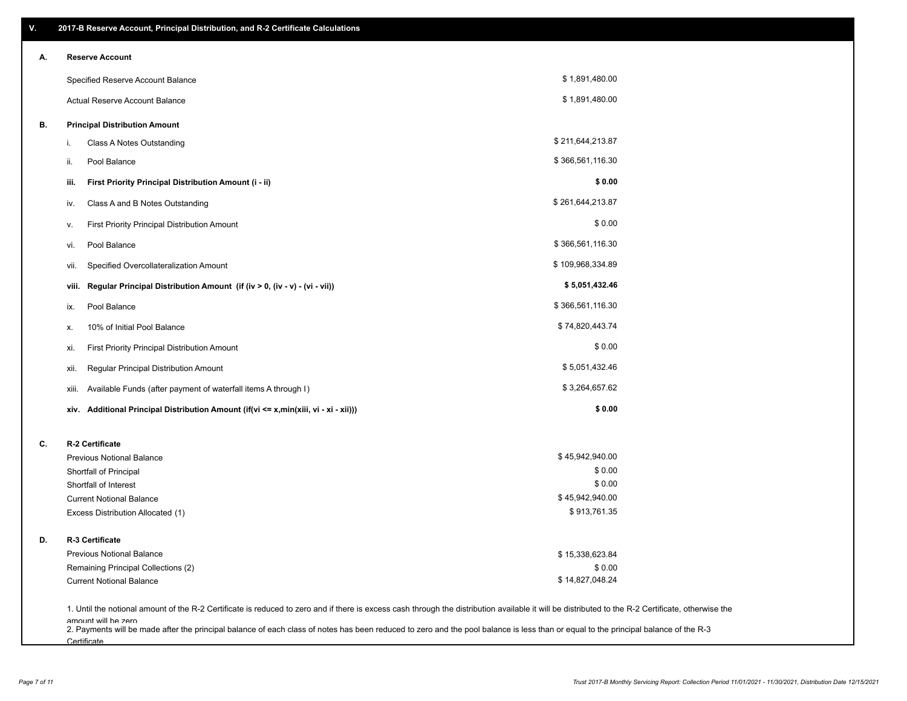## V. 2017-B Reserve Account, Principal Distribution, and R-2 Certificate Calculations

### A. Reserve Account

| | |
|---|---|
| Specified Reserve Account Balance | $ 1,891,480.00 |
| Actual Reserve Account Balance | $ 1,891,480.00 |

### B. Principal Distribution Amount

| | | |
|---|---|---|
| i. | Class A Notes Outstanding | $ 211,644,213.87 |
| ii. | Pool Balance | $ 366,561,116.30 |
| **iii.** | **First Priority Principal Distribution Amount (i - ii)** | **$ 0.00** |
| iv. | Class A and B Notes Outstanding | $ 261,644,213.87 |
| v. | First Priority Principal Distribution Amount | $ 0.00 |
| vi. | Pool Balance | $ 366,561,116.30 |
| vii. | Specified Overcollateralization Amount | $ 109,968,334.89 |
| **viii.** | **Regular Principal Distribution Amount (if (iv > 0, (iv - v) - (vi - vii))** | **$ 5,051,432.46** |
| ix. | Pool Balance | $ 366,561,116.30 |
| x. | 10% of Initial Pool Balance | $ 74,820,443.74 |
| xi. | First Priority Principal Distribution Amount | $ 0.00 |
| xii. | Regular Principal Distribution Amount | $ 5,051,432.46 |
| xiii. | Available Funds (after payment of waterfall items A through I) | $ 3,264,657.62 |
| **xiv.** | **Additional Principal Distribution Amount (if(vi <= x,min(xiii, vi - xi - xii)))** | **$ 0.00** |

### C. R-2 Certificate

| | |
|---|---|
| Previous Notional Balance | $ 45,942,940.00 |
| Shortfall of Principal | $ 0.00 |
| Shortfall of Interest | $ 0.00 |
| Current Notional Balance | $ 45,942,940.00 |
| Excess Distribution Allocated (1) | $ 913,761.35 |

### D. R-3 Certificate

| | |
|---|---|
| Previous Notional Balance | $ 15,338,623.84 |
| Remaining Principal Collections (2) | $ 0.00 |
| Current Notional Balance | $ 14,827,048.24 |

1. Until the notional amount of the R-2 Certificate is reduced to zero and if there is excess cash through the distribution available it will be distributed to the R-2 Certificate, otherwise the amount will be zero

2. Payments will be made after the principal balance of each class of notes has been reduced to zero and the pool balance is less than or equal to the principal balance of the R-3 Certificate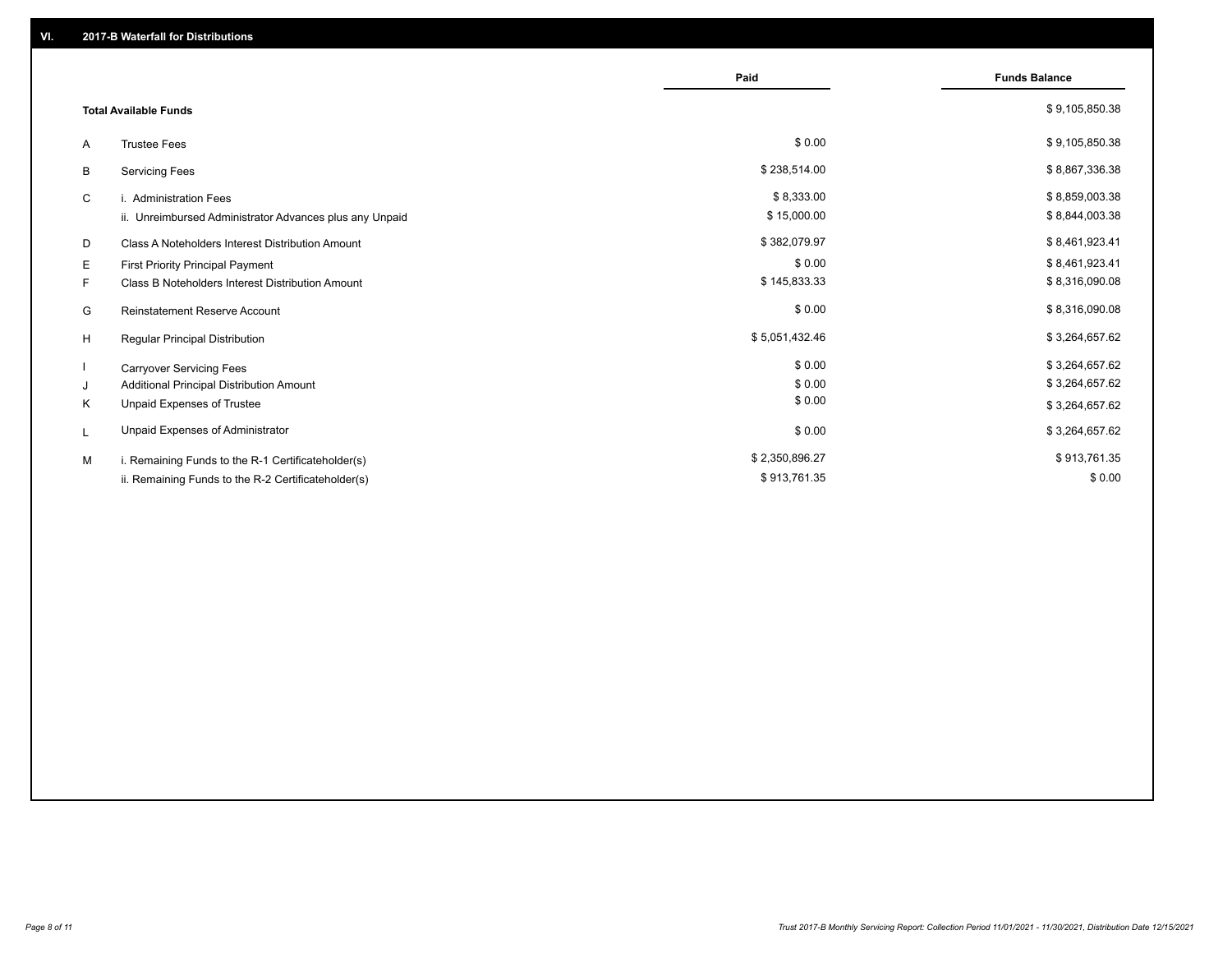## VI. 2017-B Waterfall for Distributions

| | | Paid | Funds Balance |
|---|---|---|---|
| | **Total Available Funds** | | $ 9,105,850.38 |
| A | Trustee Fees | $ 0.00 | $ 9,105,850.38 |
| B | Servicing Fees | $ 238,514.00 | $ 8,867,336.38 |
| C | i. Administration Fees | $ 8,333.00 | $ 8,859,003.38 |
| | ii. Unreimbursed Administrator Advances plus any Unpaid | $ 15,000.00 | $ 8,844,003.38 |
| D | Class A Noteholders Interest Distribution Amount | $ 382,079.97 | $ 8,461,923.41 |
| E | First Priority Principal Payment | $ 0.00 | $ 8,461,923.41 |
| F | Class B Noteholders Interest Distribution Amount | $ 145,833.33 | $ 8,316,090.08 |
| G | Reinstatement Reserve Account | $ 0.00 | $ 8,316,090.08 |
| H | Regular Principal Distribution | $ 5,051,432.46 | $ 3,264,657.62 |
| I | Carryover Servicing Fees | $ 0.00 | $ 3,264,657.62 |
| J | Additional Principal Distribution Amount | $ 0.00 | $ 3,264,657.62 |
| K | Unpaid Expenses of Trustee | $ 0.00 | $ 3,264,657.62 |
| L | Unpaid Expenses of Administrator | $ 0.00 | $ 3,264,657.62 |
| M | i. Remaining Funds to the R-1 Certificateholder(s) | $ 2,350,896.27 | $ 913,761.35 |
| | ii. Remaining Funds to the R-2 Certificateholder(s) | $ 913,761.35 | $ 0.00 |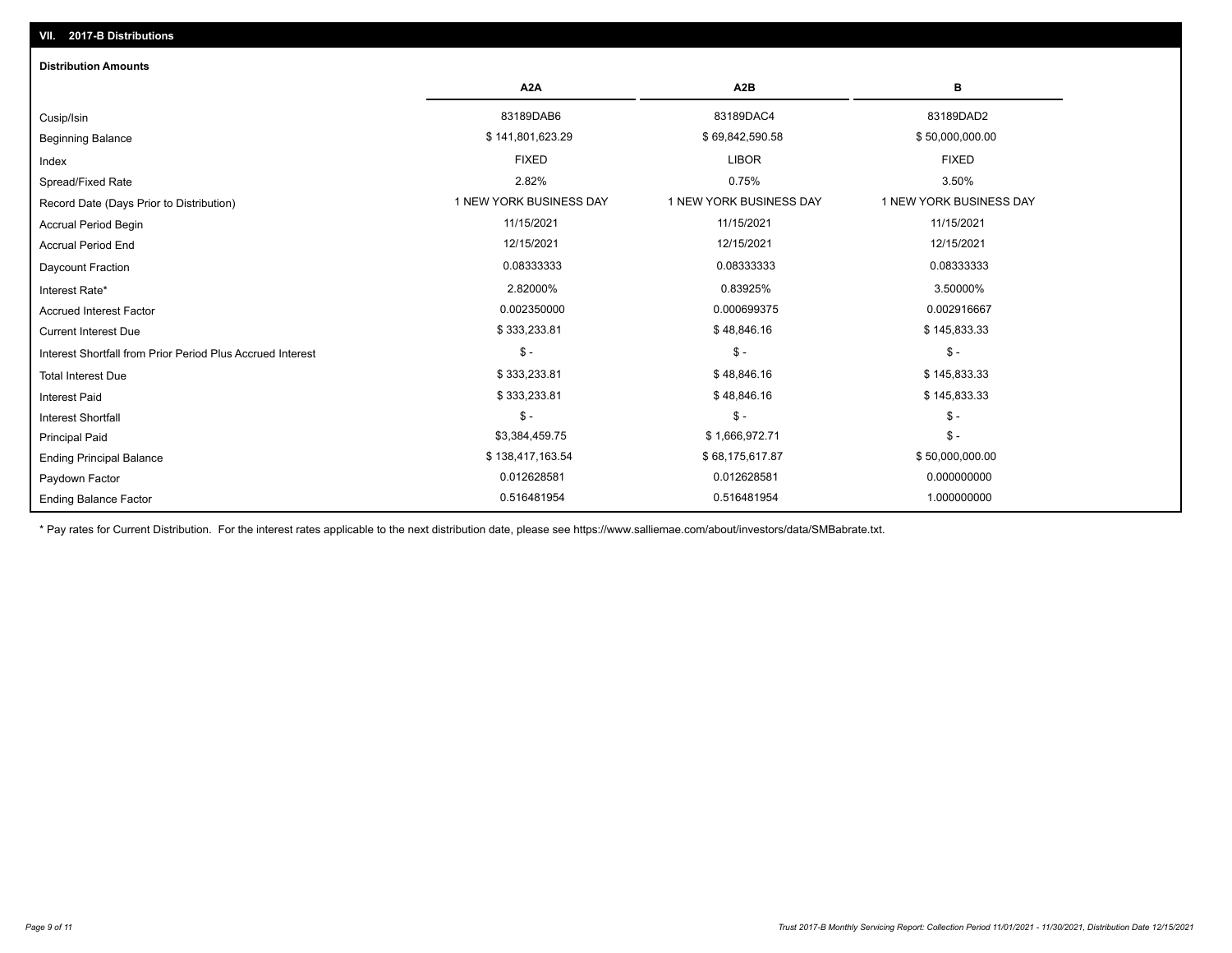## VII. 2017-B Distributions

### Distribution Amounts

| | A2A | A2B | B |
|---|---|---|---|
| Cusip/Isin | 83189DAB6 | 83189DAC4 | 83189DAD2 |
| Beginning Balance | $ 141,801,623.29 | $ 69,842,590.58 | $ 50,000,000.00 |
| Index | FIXED | LIBOR | FIXED |
| Spread/Fixed Rate | 2.82% | 0.75% | 3.50% |
| Record Date (Days Prior to Distribution) | 1 NEW YORK BUSINESS DAY | 1 NEW YORK BUSINESS DAY | 1 NEW YORK BUSINESS DAY |
| Accrual Period Begin | 11/15/2021 | 11/15/2021 | 11/15/2021 |
| Accrual Period End | 12/15/2021 | 12/15/2021 | 12/15/2021 |
| Daycount Fraction | 0.08333333 | 0.08333333 | 0.08333333 |
| Interest Rate* | 2.82000% | 0.83925% | 3.50000% |
| Accrued Interest Factor | 0.002350000 | 0.000699375 | 0.002916667 |
| Current Interest Due | $ 333,233.81 | $ 48,846.16 | $ 145,833.33 |
| Interest Shortfall from Prior Period Plus Accrued Interest | $ - | $ - | $ - |
| Total Interest Due | $ 333,233.81 | $ 48,846.16 | $ 145,833.33 |
| Interest Paid | $ 333,233.81 | $ 48,846.16 | $ 145,833.33 |
| Interest Shortfall | $ - | $ - | $ - |
| Principal Paid | $3,384,459.75 | $ 1,666,972.71 | $ - |
| Ending Principal Balance | $ 138,417,163.54 | $ 68,175,617.87 | $ 50,000,000.00 |
| Paydown Factor | 0.012628581 | 0.012628581 | 0.000000000 |
| Ending Balance Factor | 0.516481954 | 0.516481954 | 1.000000000 |

* Pay rates for Current Distribution. For the interest rates applicable to the next distribution date, please see https://www.salliemae.com/about/investors/data/SMBabrate.txt.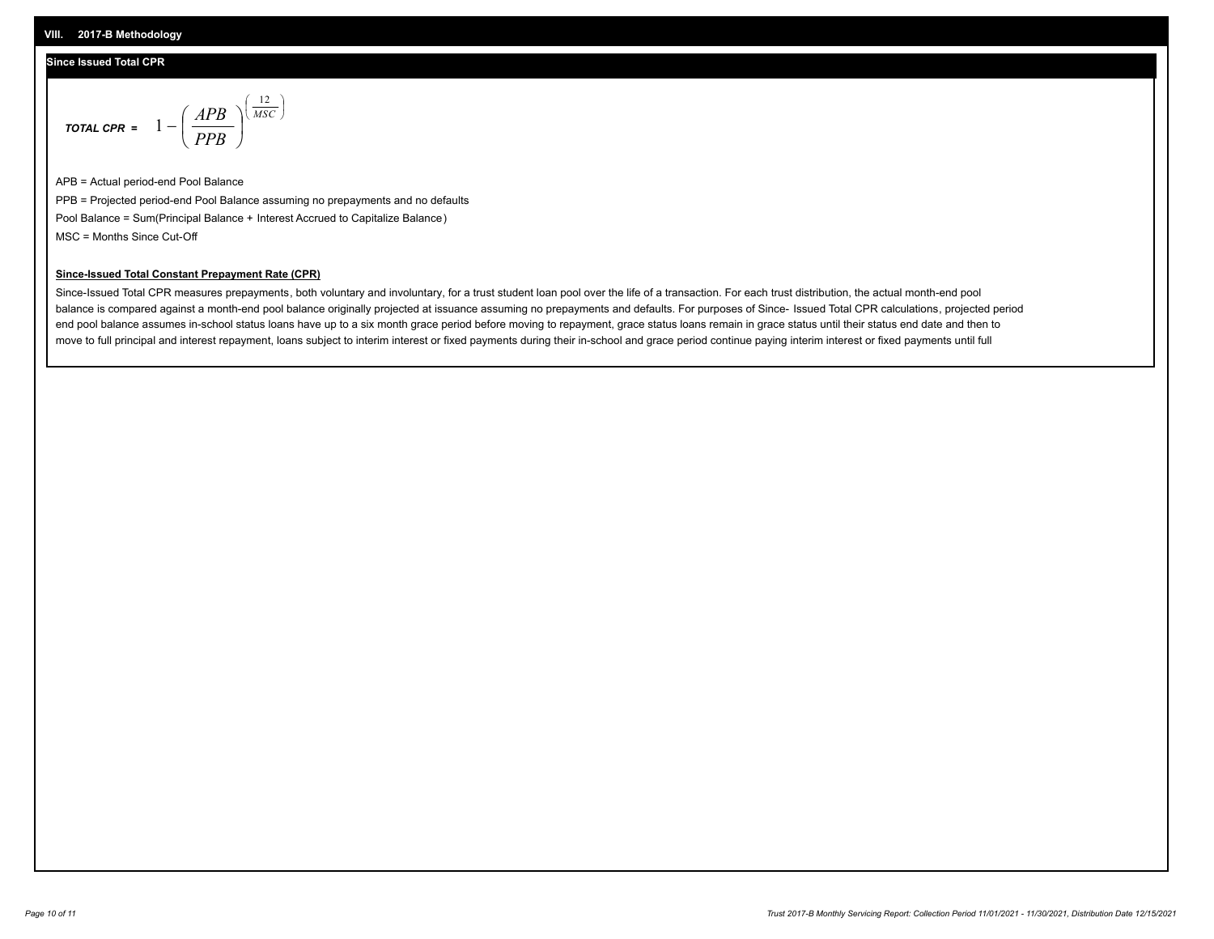## VIII. 2017-B Methodology

### Since Issued Total CPR

$$\textit{TOTAL CPR} = 1 - \left( \frac{APB}{PPB} \right)^{\left( \frac{12}{MSC} \right)}$$

APB = Actual period-end Pool Balance

PPB = Projected period-end Pool Balance assuming no prepayments and no defaults

Pool Balance = Sum(Principal Balance + Interest Accrued to Capitalize Balance)

MSC = Months Since Cut-Off

**Since-Issued Total Constant Prepayment Rate (CPR)**

Since-Issued Total CPR measures prepayments, both voluntary and involuntary, for a trust student loan pool over the life of a transaction. For each trust distribution, the actual month-end pool balance is compared against a month-end pool balance originally projected at issuance assuming no prepayments and defaults. For purposes of Since- Issued Total CPR calculations, projected period end pool balance assumes in-school status loans have up to a six month grace period before moving to repayment, grace status loans remain in grace status until their status end date and then to move to full principal and interest repayment, loans subject to interim interest or fixed payments during their in-school and grace period continue paying interim interest or fixed payments until full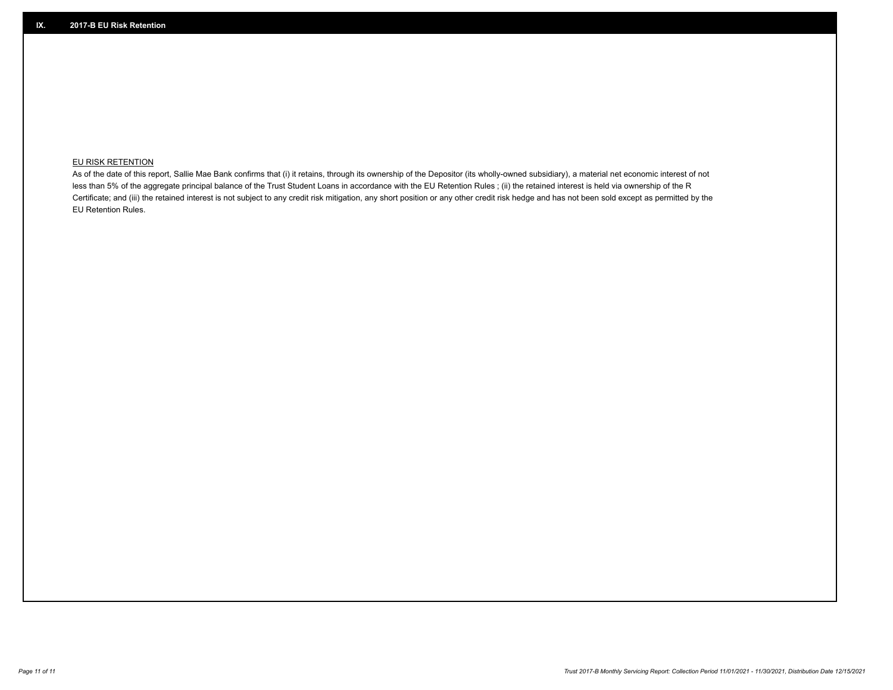## IX. 2017-B EU Risk Retention

EU RISK RETENTION

As of the date of this report, Sallie Mae Bank confirms that (i) it retains, through its ownership of the Depositor (its wholly-owned subsidiary), a material net economic interest of not less than 5% of the aggregate principal balance of the Trust Student Loans in accordance with the EU Retention Rules ; (ii) the retained interest is held via ownership of the R Certificate; and (iii) the retained interest is not subject to any credit risk mitigation, any short position or any other credit risk hedge and has not been sold except as permitted by the EU Retention Rules.